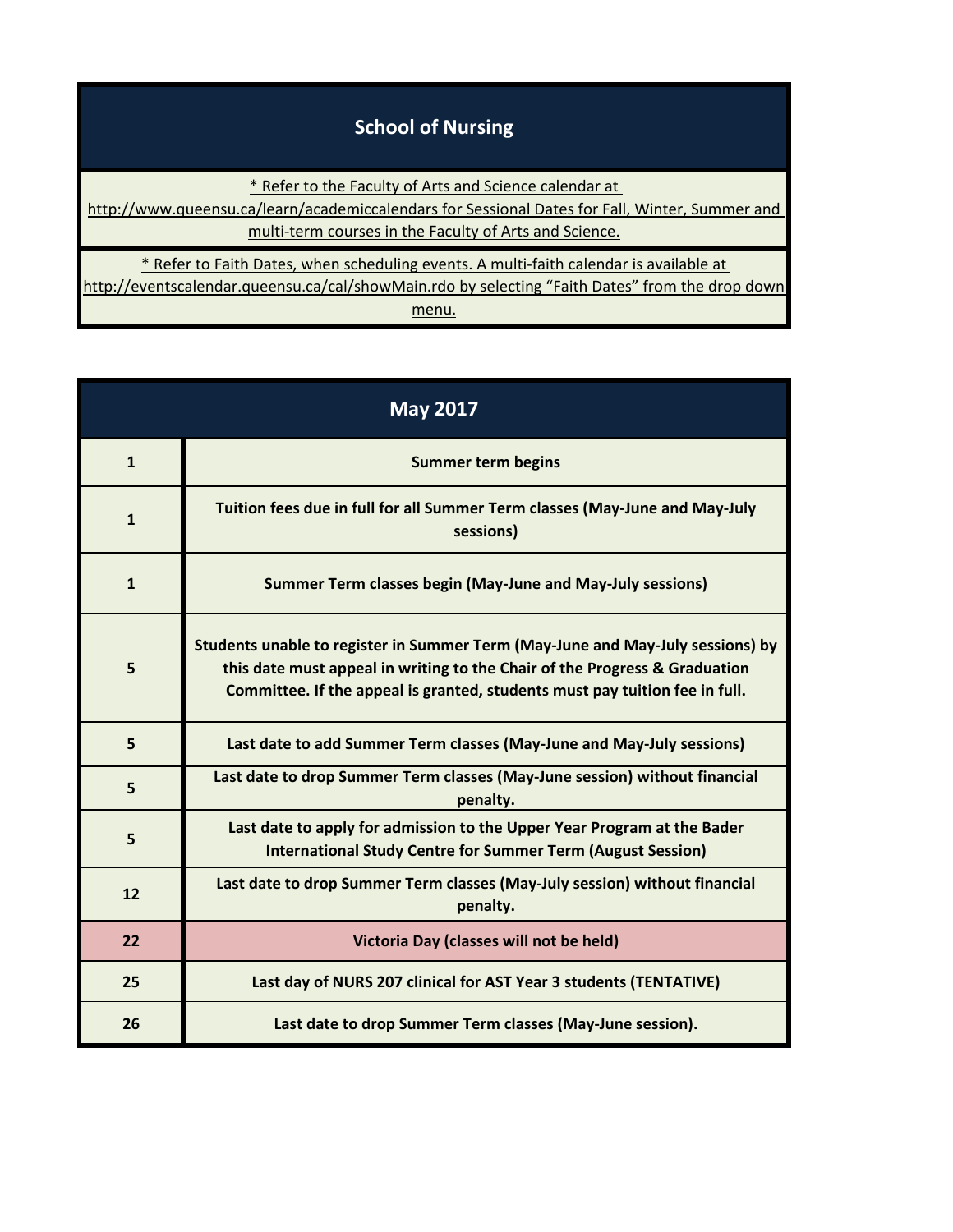# School of Nursing

* Refer to the Faculty of Arts and Science calendar at http://www.queensu.ca/learn/academiccalendars for Sessional Dates for Fall, Winter, Summer and multi-term courses in the Faculty of Arts and Science.

* Refer to Faith Dates, when scheduling events. A multi-faith calendar is available at http://eventscalendar.queensu.ca/cal/showMain.rdo by selecting "Faith Dates" from the drop down menu.

## May 2017

| Date | Event |
|---|---|
| **1** | **Summer term begins** |
| **1** | **Tuition fees due in full for all Summer Term classes (May-June and May-July sessions)** |
| **1** | **Summer Term classes begin (May-June and May-July sessions)** |
| **5** | **Students unable to register in Summer Term (May-June and May-July sessions) by this date must appeal in writing to the Chair of the Progress & Graduation Committee. If the appeal is granted, students must pay tuition fee in full.** |
| **5** | **Last date to add Summer Term classes (May-June and May-July sessions)** |
| **5** | **Last date to drop Summer Term classes (May-June session) without financial penalty.** |
| **5** | **Last date to apply for admission to the Upper Year Program at the Bader International Study Centre for Summer Term (August Session)** |
| **12** | **Last date to drop Summer Term classes (May-July session) without financial penalty.** |
| **22** | **Victoria Day (classes will not be held)** |
| **25** | **Last day of NURS 207 clinical for AST Year 3 students (TENTATIVE)** |
| **26** | **Last date to drop Summer Term classes (May-June session).** |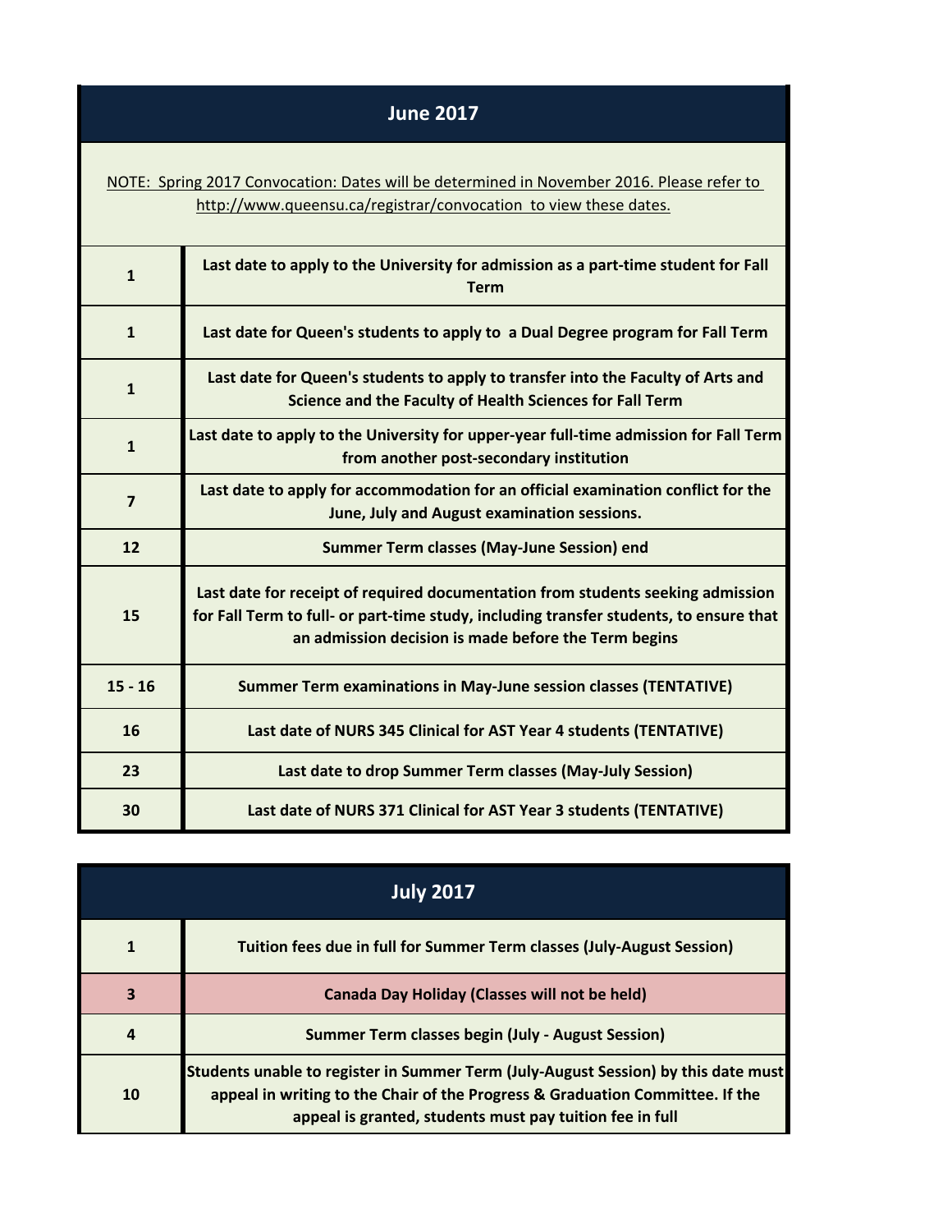## June 2017

NOTE: Spring 2017 Convocation: Dates will be determined in November 2016. Please refer to http://www.queensu.ca/registrar/convocation to view these dates.

| Date | Event |
|---|---|
| 1 | Last date to apply to the University for admission as a part-time student for Fall Term |
| 1 | Last date for Queen's students to apply to a Dual Degree program for Fall Term |
| 1 | Last date for Queen's students to apply to transfer into the Faculty of Arts and Science and the Faculty of Health Sciences for Fall Term |
| 1 | Last date to apply to the University for upper-year full-time admission for Fall Term from another post-secondary institution |
| 7 | Last date to apply for accommodation for an official examination conflict for the June, July and August examination sessions. |
| 12 | Summer Term classes (May-June Session) end |
| 15 | Last date for receipt of required documentation from students seeking admission for Fall Term to full- or part-time study, including transfer students, to ensure that an admission decision is made before the Term begins |
| 15 - 16 | Summer Term examinations in May-June session classes (TENTATIVE) |
| 16 | Last date of NURS 345 Clinical for AST Year 4 students (TENTATIVE) |
| 23 | Last date to drop Summer Term classes (May-July Session) |
| 30 | Last date of NURS 371 Clinical for AST Year 3 students (TENTATIVE) |

## July 2017

| Date | Event |
|---|---|
| 1 | Tuition fees due in full for Summer Term classes (July-August Session) |
| 3 | Canada Day Holiday (Classes will not be held) |
| 4 | Summer Term classes begin (July - August Session) |
| 10 | Students unable to register in Summer Term (July-August Session) by this date must appeal in writing to the Chair of the Progress & Graduation Committee. If the appeal is granted, students must pay tuition fee in full |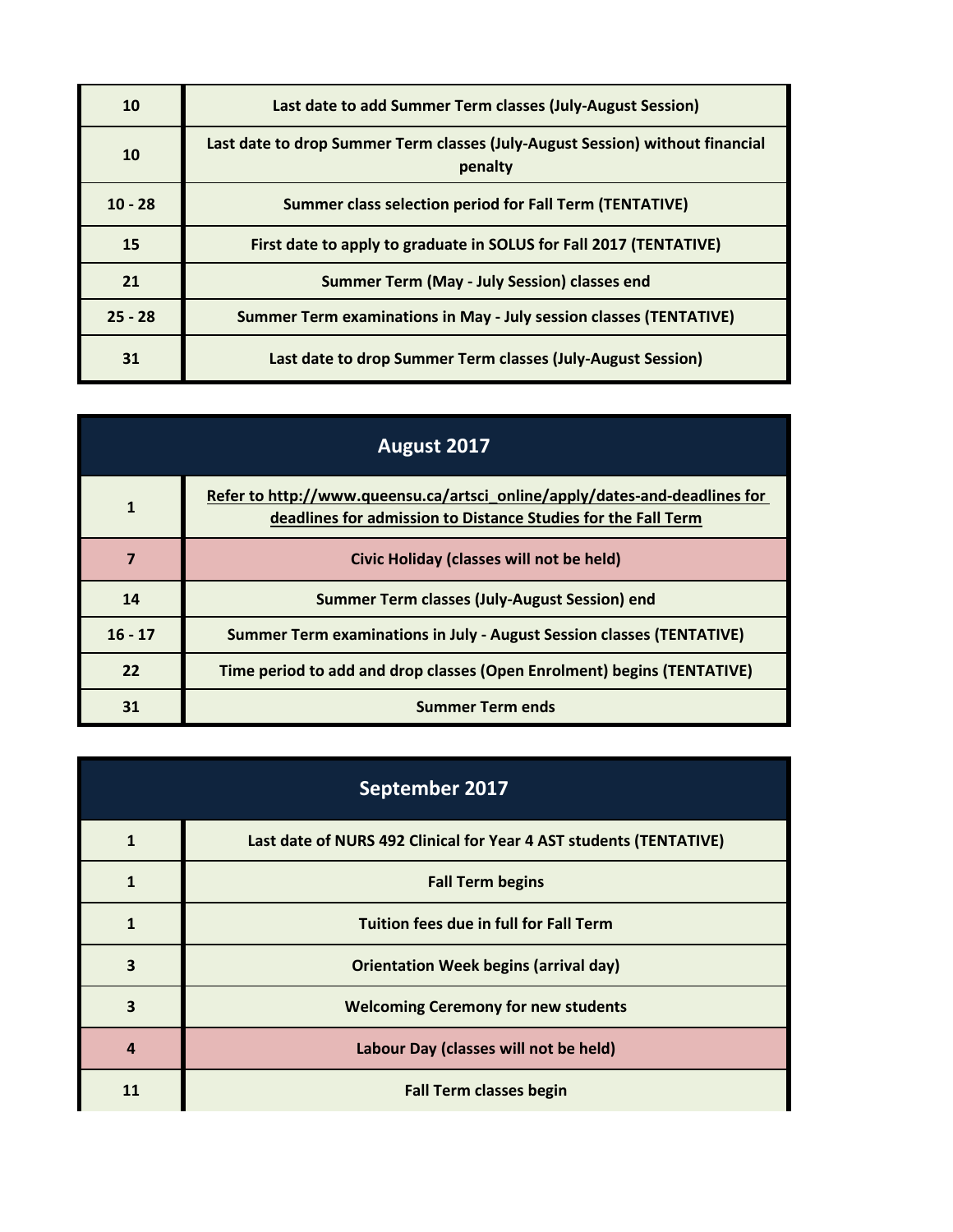| | |
|---|---|
| 10 | Last date to add Summer Term classes (July-August Session) |
| 10 | Last date to drop Summer Term classes (July-August Session) without financial penalty |
| 10 - 28 | Summer class selection period for Fall Term (TENTATIVE) |
| 15 | First date to apply to graduate in SOLUS for Fall 2017 (TENTATIVE) |
| 21 | Summer Term (May - July Session) classes end |
| 25 - 28 | Summer Term examinations in May - July session classes (TENTATIVE) |
| 31 | Last date to drop Summer Term classes (July-August Session) |

| August 2017 | |
|---|---|
| 1 | Refer to http://www.queensu.ca/artsci_online/apply/dates-and-deadlines for deadlines for admission to Distance Studies for the Fall Term |
| 7 | Civic Holiday (classes will not be held) |
| 14 | Summer Term classes (July-August Session) end |
| 16 - 17 | Summer Term examinations in July - August Session classes (TENTATIVE) |
| 22 | Time period to add and drop classes (Open Enrolment) begins (TENTATIVE) |
| 31 | Summer Term ends |

| September 2017 | |
|---|---|
| 1 | Last date of NURS 492 Clinical for Year 4 AST students (TENTATIVE) |
| 1 | Fall Term begins |
| 1 | Tuition fees due in full for Fall Term |
| 3 | Orientation Week begins (arrival day) |
| 3 | Welcoming Ceremony for new students |
| 4 | Labour Day (classes will not be held) |
| 11 | Fall Term classes begin |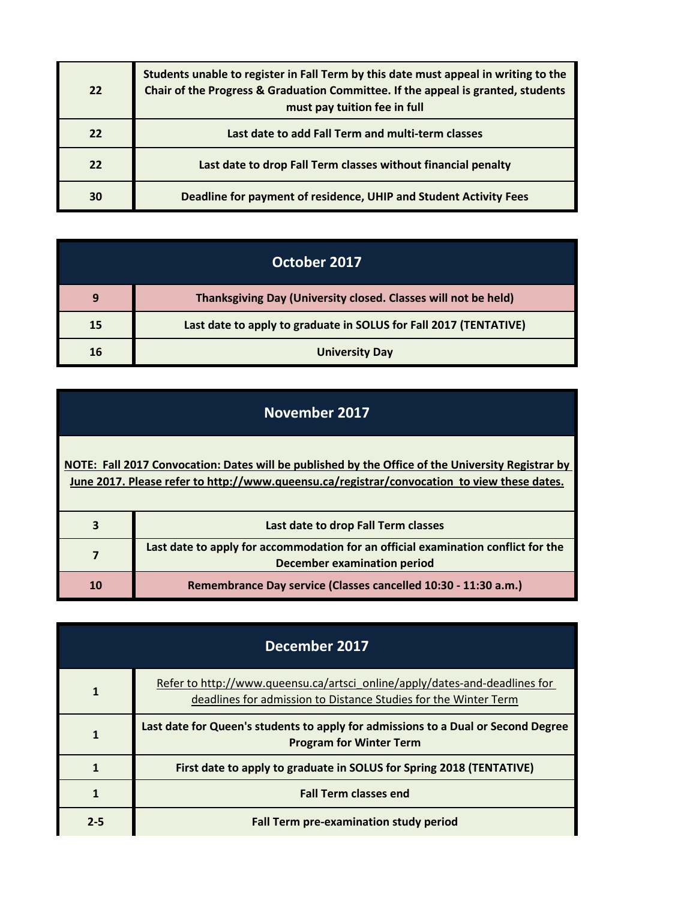| | |
|---|---|
| **22** | **Students unable to register in Fall Term by this date must appeal in writing to the Chair of the Progress & Graduation Committee. If the appeal is granted, students must pay tuition fee in full** |
| **22** | **Last date to add Fall Term and multi-term classes** |
| **22** | **Last date to drop Fall Term classes without financial penalty** |
| **30** | **Deadline for payment of residence, UHIP and Student Activity Fees** |

## October 2017

| | |
|---|---|
| **9** | **Thanksgiving Day (University closed. Classes will not be held)** |
| **15** | **Last date to apply to graduate in SOLUS for Fall 2017 (TENTATIVE)** |
| **16** | **University Day** |

## November 2017

**NOTE: Fall 2017 Convocation: Dates will be published by the Office of the University Registrar by June 2017. Please refer to http://www.queensu.ca/registrar/convocation to view these dates.**

| | |
|---|---|
| **3** | **Last date to drop Fall Term classes** |
| **7** | **Last date to apply for accommodation for an official examination conflict for the December examination period** |
| **10** | **Remembrance Day service (Classes cancelled 10:30 - 11:30 a.m.)** |

## December 2017

| | |
|---|---|
| **1** | Refer to http://www.queensu.ca/artsci_online/apply/dates-and-deadlines for deadlines for admission to Distance Studies for the Winter Term |
| **1** | **Last date for Queen's students to apply for admissions to a Dual or Second Degree Program for Winter Term** |
| **1** | **First date to apply to graduate in SOLUS for Spring 2018 (TENTATIVE)** |
| **1** | **Fall Term classes end** |
| **2-5** | **Fall Term pre-examination study period** |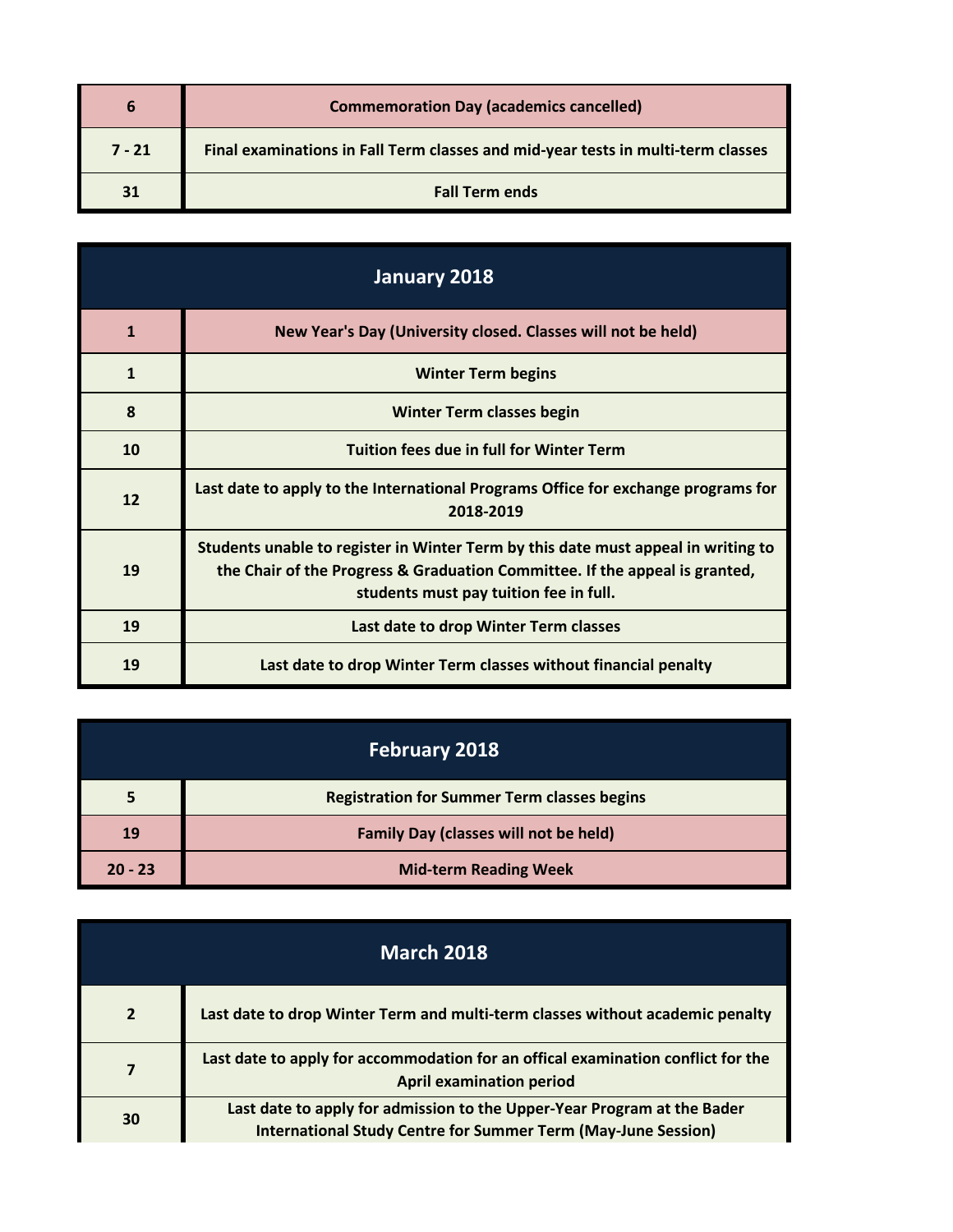| | |
|---|---|
| 6 | Commemoration Day (academics cancelled) |
| 7 - 21 | Final examinations in Fall Term classes and mid-year tests in multi-term classes |
| 31 | Fall Term ends |

| January 2018 | |
|---|---|
| 1 | New Year's Day (University closed. Classes will not be held) |
| 1 | Winter Term begins |
| 8 | Winter Term classes begin |
| 10 | Tuition fees due in full for Winter Term |
| 12 | Last date to apply to the International Programs Office for exchange programs for 2018-2019 |
| 19 | Students unable to register in Winter Term by this date must appeal in writing to the Chair of the Progress & Graduation Committee. If the appeal is granted, students must pay tuition fee in full. |
| 19 | Last date to drop Winter Term classes |
| 19 | Last date to drop Winter Term classes without financial penalty |

| February 2018 | |
|---|---|
| 5 | Registration for Summer Term classes begins |
| 19 | Family Day (classes will not be held) |
| 20 - 23 | Mid-term Reading Week |

| March 2018 | |
|---|---|
| 2 | Last date to drop Winter Term and multi-term classes without academic penalty |
| 7 | Last date to apply for accommodation for an offical examination conflict for the April examination period |
| 30 | Last date to apply for admission to the Upper-Year Program at the Bader International Study Centre for Summer Term (May-June Session) |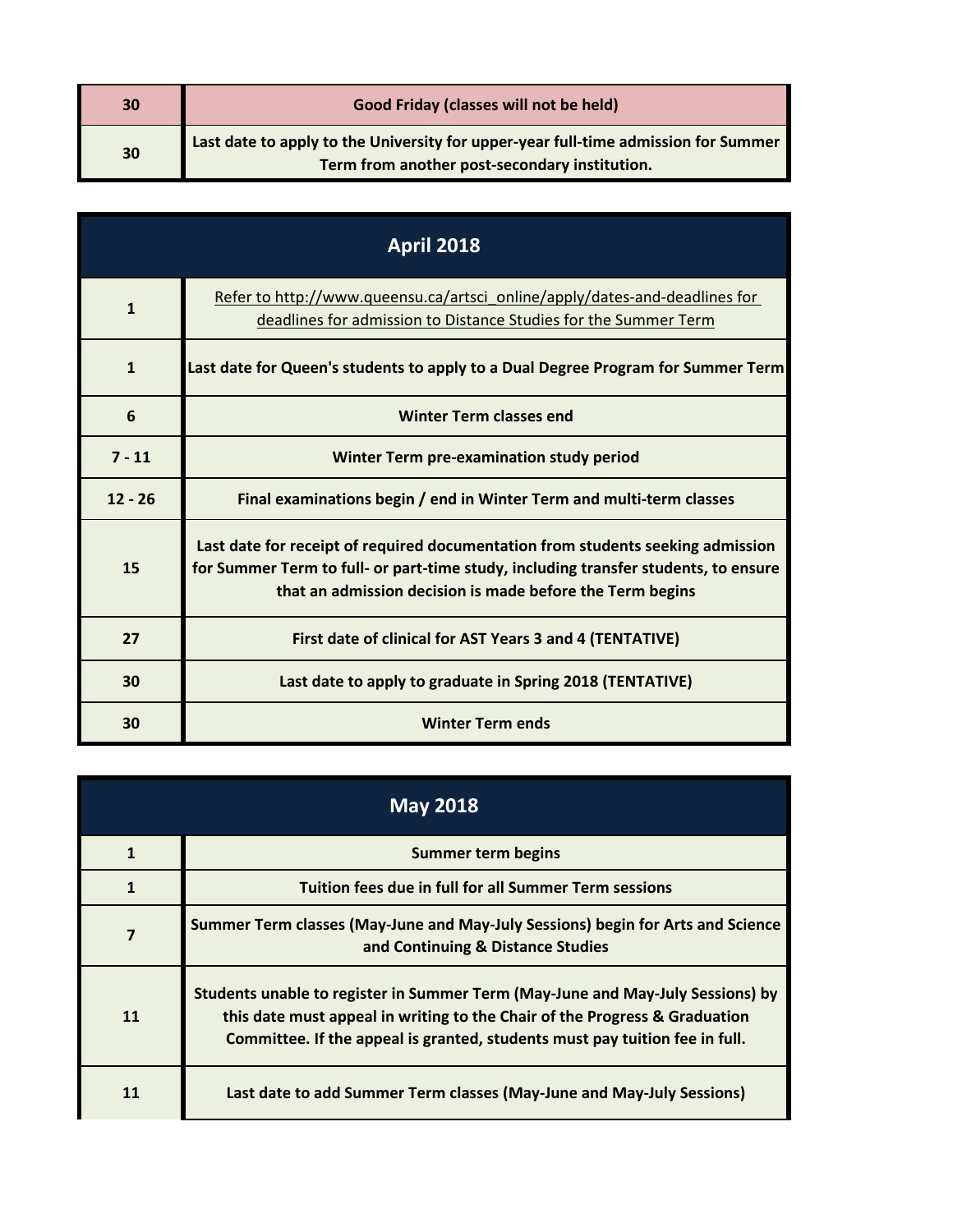| | |
|---|---|
| 30 | **Good Friday (classes will not be held)** |
| 30 | **Last date to apply to the University for upper-year full-time admission for Summer Term from another post-secondary institution.** |

## April 2018

| | |
|---|---|
| 1 | Refer to http://www.queensu.ca/artsci_online/apply/dates-and-deadlines for deadlines for admission to Distance Studies for the Summer Term |
| 1 | **Last date for Queen's students to apply to a Dual Degree Program for Summer Term** |
| 6 | **Winter Term classes end** |
| 7 - 11 | **Winter Term pre-examination study period** |
| 12 - 26 | **Final examinations begin / end in Winter Term and multi-term classes** |
| 15 | **Last date for receipt of required documentation from students seeking admission for Summer Term to full- or part-time study, including transfer students, to ensure that an admission decision is made before the Term begins** |
| 27 | **First date of clinical for AST Years 3 and 4 (TENTATIVE)** |
| 30 | **Last date to apply to graduate in Spring 2018 (TENTATIVE)** |
| 30 | **Winter Term ends** |

## May 2018

| | |
|---|---|
| 1 | **Summer term begins** |
| 1 | **Tuition fees due in full for all Summer Term sessions** |
| 7 | **Summer Term classes (May-June and May-July Sessions) begin for Arts and Science and Continuing & Distance Studies** |
| 11 | **Students unable to register in Summer Term (May-June and May-July Sessions) by this date must appeal in writing to the Chair of the Progress & Graduation Committee. If the appeal is granted, students must pay tuition fee in full.** |
| 11 | **Last date to add Summer Term classes (May-June and May-July Sessions)** |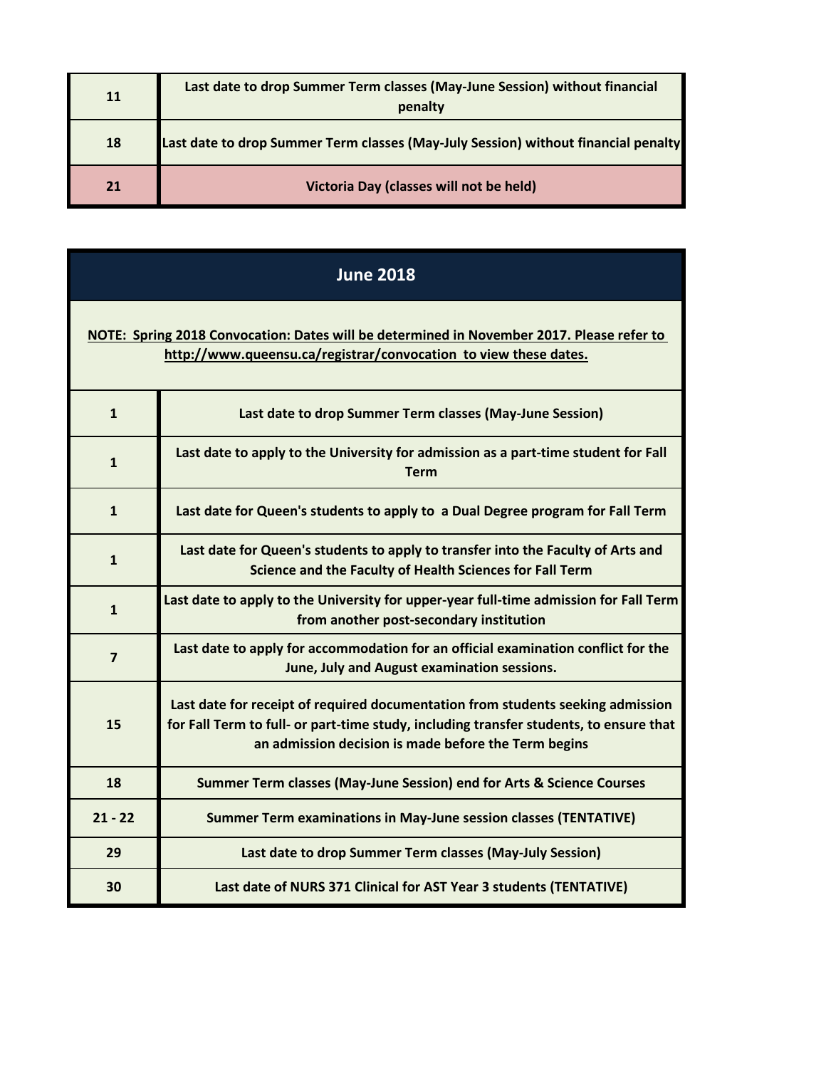| | |
|---|---|
| 11 | Last date to drop Summer Term classes (May-June Session) without financial penalty |
| 18 | Last date to drop Summer Term classes (May-July Session) without financial penalty |
| 21 | Victoria Day (classes will not be held) |

## June 2018

**NOTE: Spring 2018 Convocation: Dates will be determined in November 2017. Please refer to http://www.queensu.ca/registrar/convocation to view these dates.**

| | |
|---|---|
| 1 | Last date to drop Summer Term classes (May-June Session) |
| 1 | Last date to apply to the University for admission as a part-time student for Fall Term |
| 1 | Last date for Queen's students to apply to a Dual Degree program for Fall Term |
| 1 | Last date for Queen's students to apply to transfer into the Faculty of Arts and Science and the Faculty of Health Sciences for Fall Term |
| 1 | Last date to apply to the University for upper-year full-time admission for Fall Term from another post-secondary institution |
| 7 | Last date to apply for accommodation for an official examination conflict for the June, July and August examination sessions. |
| 15 | Last date for receipt of required documentation from students seeking admission for Fall Term to full- or part-time study, including transfer students, to ensure that an admission decision is made before the Term begins |
| 18 | Summer Term classes (May-June Session) end for Arts & Science Courses |
| 21 - 22 | Summer Term examinations in May-June session classes (TENTATIVE) |
| 29 | Last date to drop Summer Term classes (May-July Session) |
| 30 | Last date of NURS 371 Clinical for AST Year 3 students (TENTATIVE) |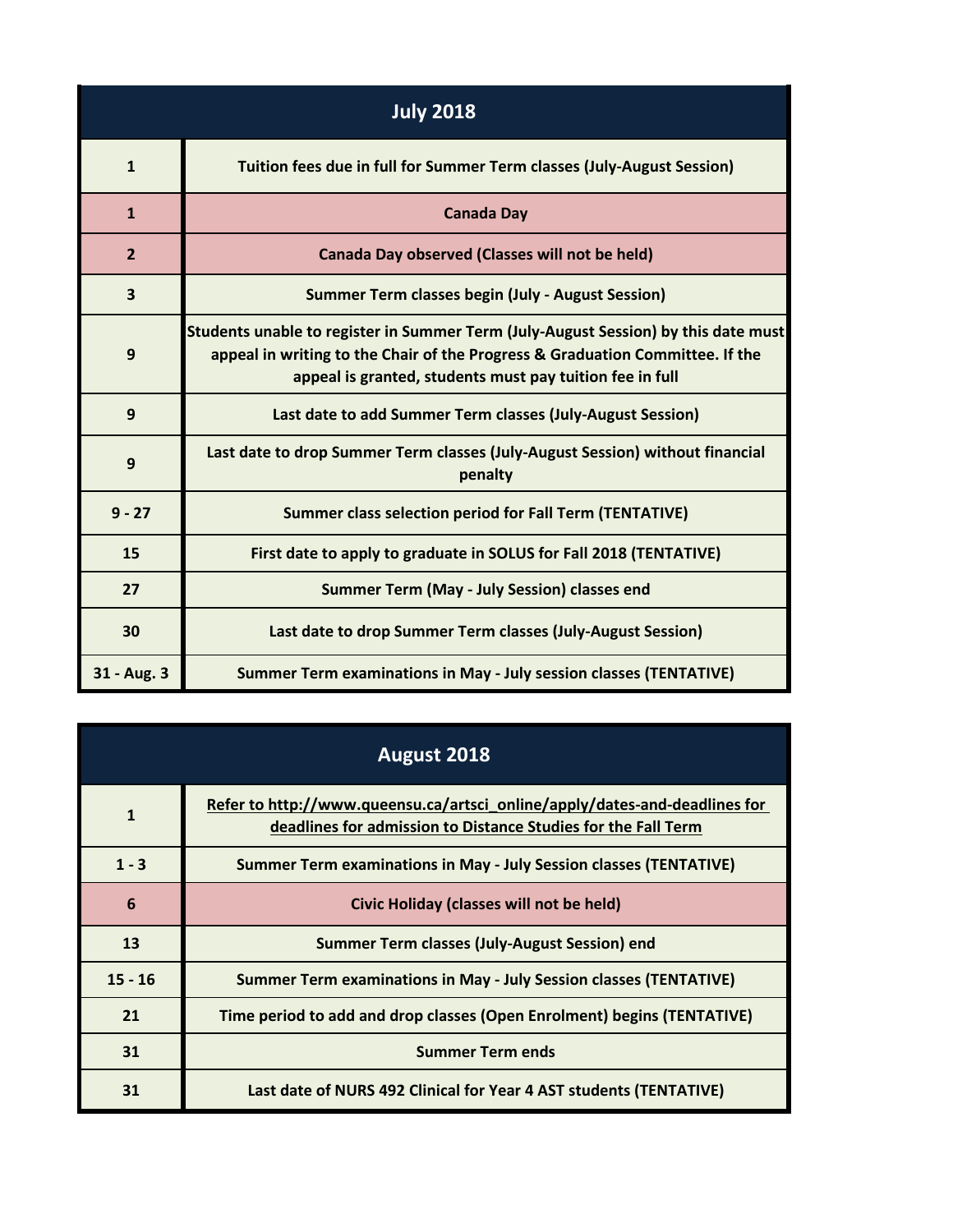| July 2018 | |
|---|---|
| 1 | Tuition fees due in full for Summer Term classes (July-August Session) |
| 1 | Canada Day |
| 2 | Canada Day observed (Classes will not be held) |
| 3 | Summer Term classes begin (July - August Session) |
| 9 | Students unable to register in Summer Term (July-August Session) by this date must appeal in writing to the Chair of the Progress & Graduation Committee. If the appeal is granted, students must pay tuition fee in full |
| 9 | Last date to add Summer Term classes (July-August Session) |
| 9 | Last date to drop Summer Term classes (July-August Session) without financial penalty |
| 9 - 27 | Summer class selection period for Fall Term (TENTATIVE) |
| 15 | First date to apply to graduate in SOLUS for Fall 2018 (TENTATIVE) |
| 27 | Summer Term (May - July Session) classes end |
| 30 | Last date to drop Summer Term classes (July-August Session) |
| 31 - Aug. 3 | Summer Term examinations in May - July session classes (TENTATIVE) |

| August 2018 | |
|---|---|
| 1 | Refer to http://www.queensu.ca/artsci_online/apply/dates-and-deadlines for deadlines for admission to Distance Studies for the Fall Term |
| 1 - 3 | Summer Term examinations in May - July Session classes (TENTATIVE) |
| 6 | Civic Holiday (classes will not be held) |
| 13 | Summer Term classes (July-August Session) end |
| 15 - 16 | Summer Term examinations in May - July Session classes (TENTATIVE) |
| 21 | Time period to add and drop classes (Open Enrolment) begins (TENTATIVE) |
| 31 | Summer Term ends |
| 31 | Last date of NURS 492 Clinical for Year 4 AST students (TENTATIVE) |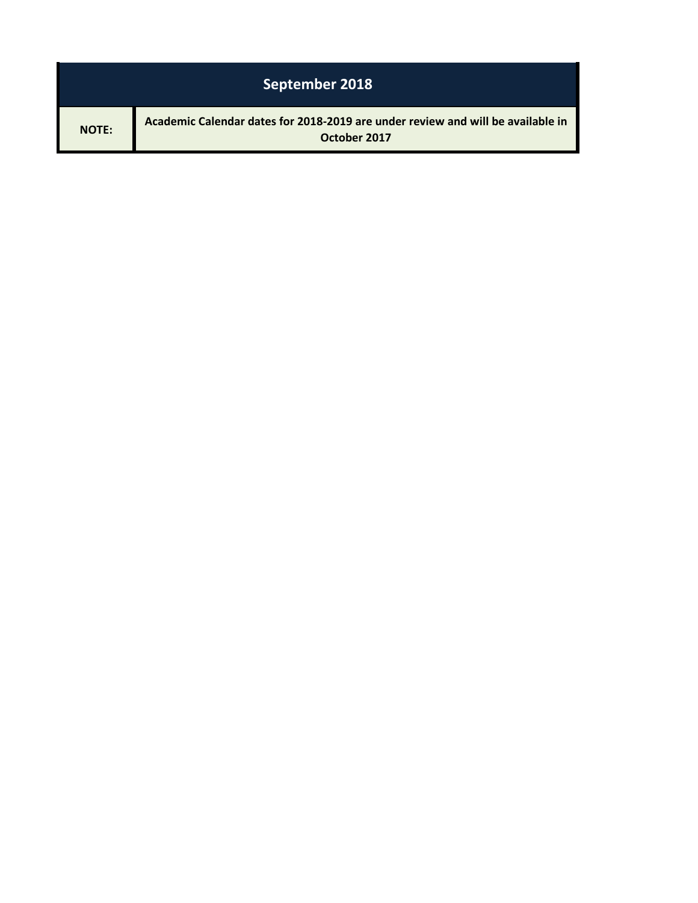| September 2018 | |
|---|---|
| **NOTE:** | **Academic Calendar dates for 2018-2019 are under review and will be available in October 2017** |